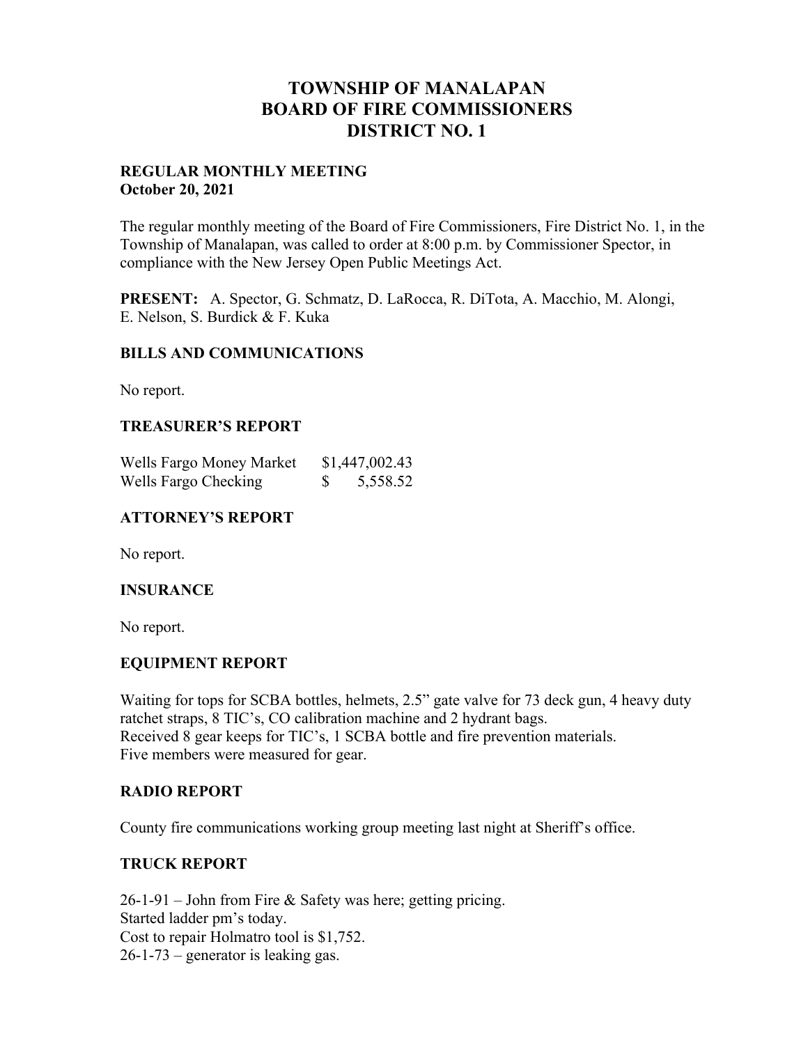# TOWNSHIP OF MANALAPAN
# BOARD OF FIRE COMMISSIONERS
# DISTRICT NO. 1

**REGULAR MONTHLY MEETING**
**October 20, 2021**

The regular monthly meeting of the Board of Fire Commissioners, Fire District No. 1, in the Township of Manalapan, was called to order at 8:00 p.m. by Commissioner Spector, in compliance with the New Jersey Open Public Meetings Act.

**PRESENT:** A. Spector, G. Schmatz, D. LaRocca, R. DiTota, A. Macchio, M. Alongi, E. Nelson, S. Burdick & F. Kuka

## BILLS AND COMMUNICATIONS

No report.

## TREASURER'S REPORT

| | |
|---|---|
| Wells Fargo Money Market | $1,447,002.43 |
| Wells Fargo Checking | $ 5,558.52 |

## ATTORNEY'S REPORT

No report.

## INSURANCE

No report.

## EQUIPMENT REPORT

Waiting for tops for SCBA bottles, helmets, 2.5" gate valve for 73 deck gun, 4 heavy duty ratchet straps, 8 TIC's, CO calibration machine and 2 hydrant bags.
Received 8 gear keeps for TIC's, 1 SCBA bottle and fire prevention materials.
Five members were measured for gear.

## RADIO REPORT

County fire communications working group meeting last night at Sheriff's office.

## TRUCK REPORT

26-1-91 – John from Fire & Safety was here; getting pricing.
Started ladder pm's today.
Cost to repair Holmatro tool is $1,752.
26-1-73 – generator is leaking gas.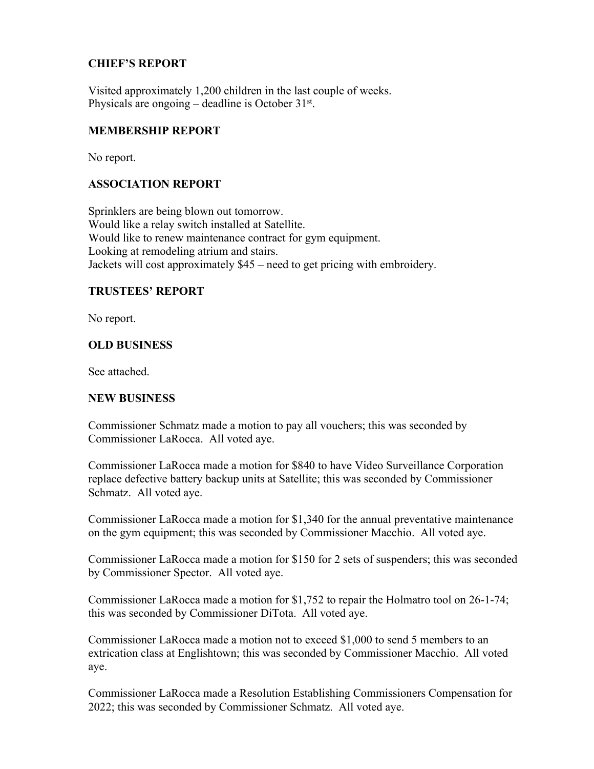## CHIEF'S REPORT

Visited approximately 1,200 children in the last couple of weeks.
Physicals are ongoing – deadline is October 31st.

## MEMBERSHIP REPORT

No report.

## ASSOCIATION REPORT

Sprinklers are being blown out tomorrow.
Would like a relay switch installed at Satellite.
Would like to renew maintenance contract for gym equipment.
Looking at remodeling atrium and stairs.
Jackets will cost approximately $45 – need to get pricing with embroidery.

## TRUSTEES' REPORT

No report.

## OLD BUSINESS

See attached.

## NEW BUSINESS

Commissioner Schmatz made a motion to pay all vouchers; this was seconded by Commissioner LaRocca. All voted aye.

Commissioner LaRocca made a motion for $840 to have Video Surveillance Corporation replace defective battery backup units at Satellite; this was seconded by Commissioner Schmatz. All voted aye.

Commissioner LaRocca made a motion for $1,340 for the annual preventative maintenance on the gym equipment; this was seconded by Commissioner Macchio. All voted aye.

Commissioner LaRocca made a motion for $150 for 2 sets of suspenders; this was seconded by Commissioner Spector. All voted aye.

Commissioner LaRocca made a motion for $1,752 to repair the Holmatro tool on 26-1-74; this was seconded by Commissioner DiTota. All voted aye.

Commissioner LaRocca made a motion not to exceed $1,000 to send 5 members to an extrication class at Englishtown; this was seconded by Commissioner Macchio. All voted aye.

Commissioner LaRocca made a Resolution Establishing Commissioners Compensation for 2022; this was seconded by Commissioner Schmatz. All voted aye.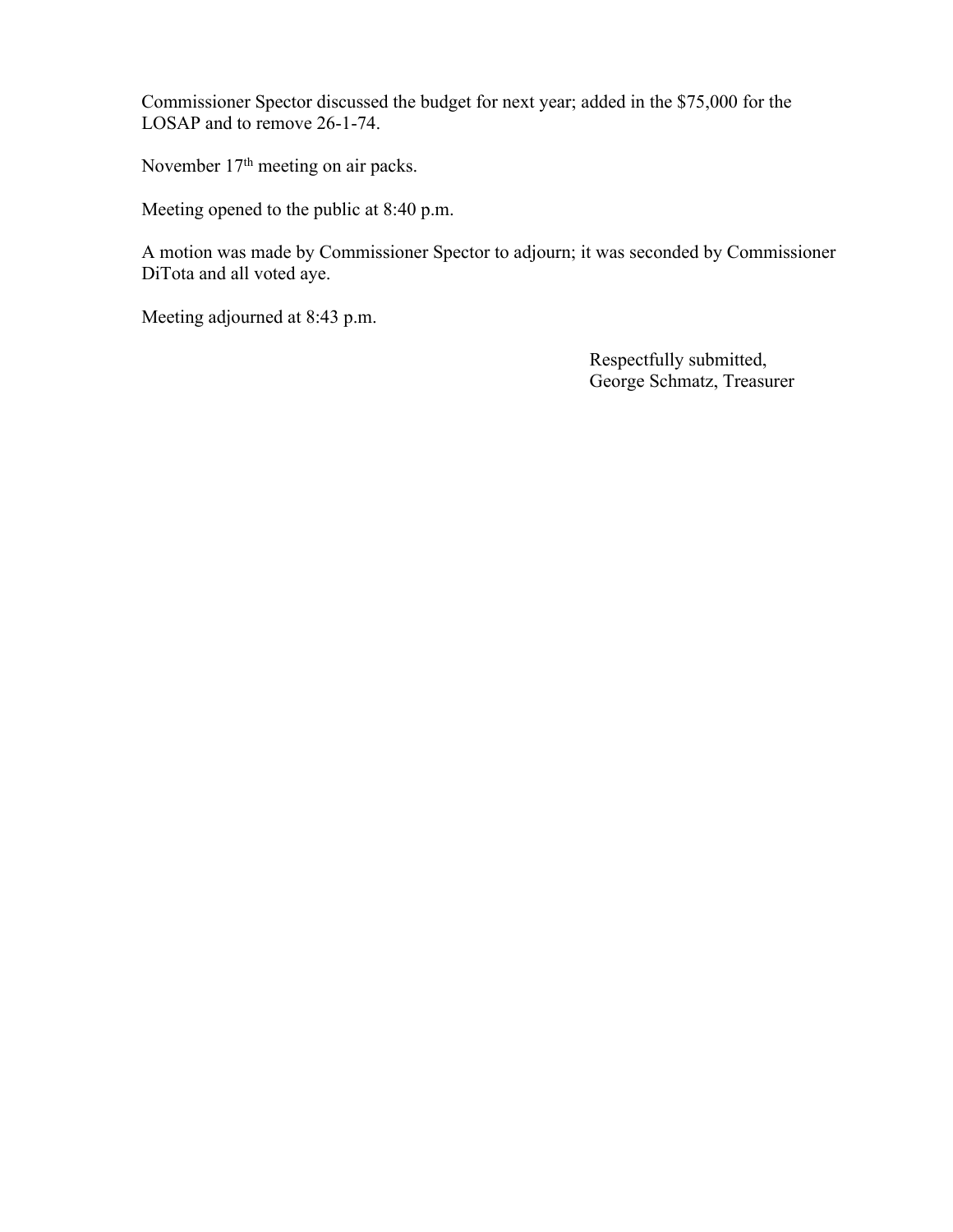Commissioner Spector discussed the budget for next year; added in the $75,000 for the LOSAP and to remove 26-1-74.

November 17th meeting on air packs.

Meeting opened to the public at 8:40 p.m.

A motion was made by Commissioner Spector to adjourn; it was seconded by Commissioner DiTota and all voted aye.

Meeting adjourned at 8:43 p.m.

Respectfully submitted,
George Schmatz, Treasurer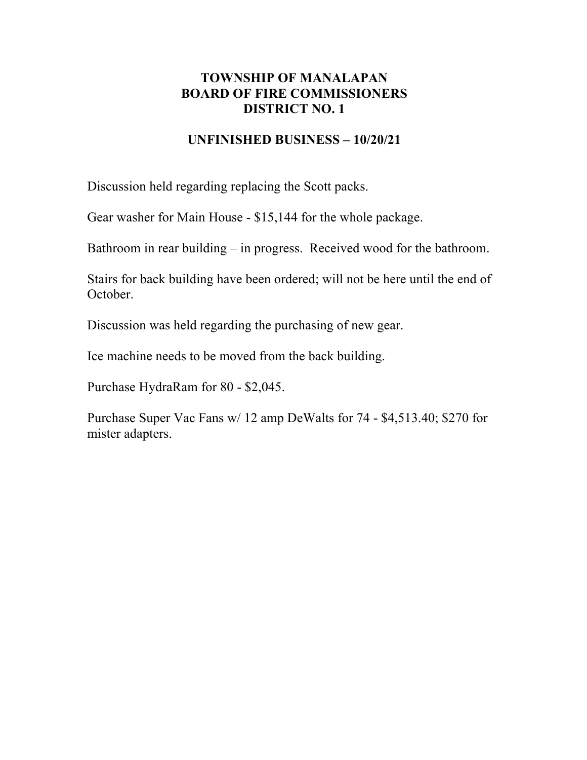# TOWNSHIP OF MANALAPAN
# BOARD OF FIRE COMMISSIONERS
# DISTRICT NO. 1

## UNFINISHED BUSINESS – 10/20/21

Discussion held regarding replacing the Scott packs.

Gear washer for Main House - $15,144 for the whole package.

Bathroom in rear building – in progress. Received wood for the bathroom.

Stairs for back building have been ordered; will not be here until the end of October.

Discussion was held regarding the purchasing of new gear.

Ice machine needs to be moved from the back building.

Purchase HydraRam for 80 - $2,045.

Purchase Super Vac Fans w/ 12 amp DeWalts for 74 - $4,513.40; $270 for mister adapters.